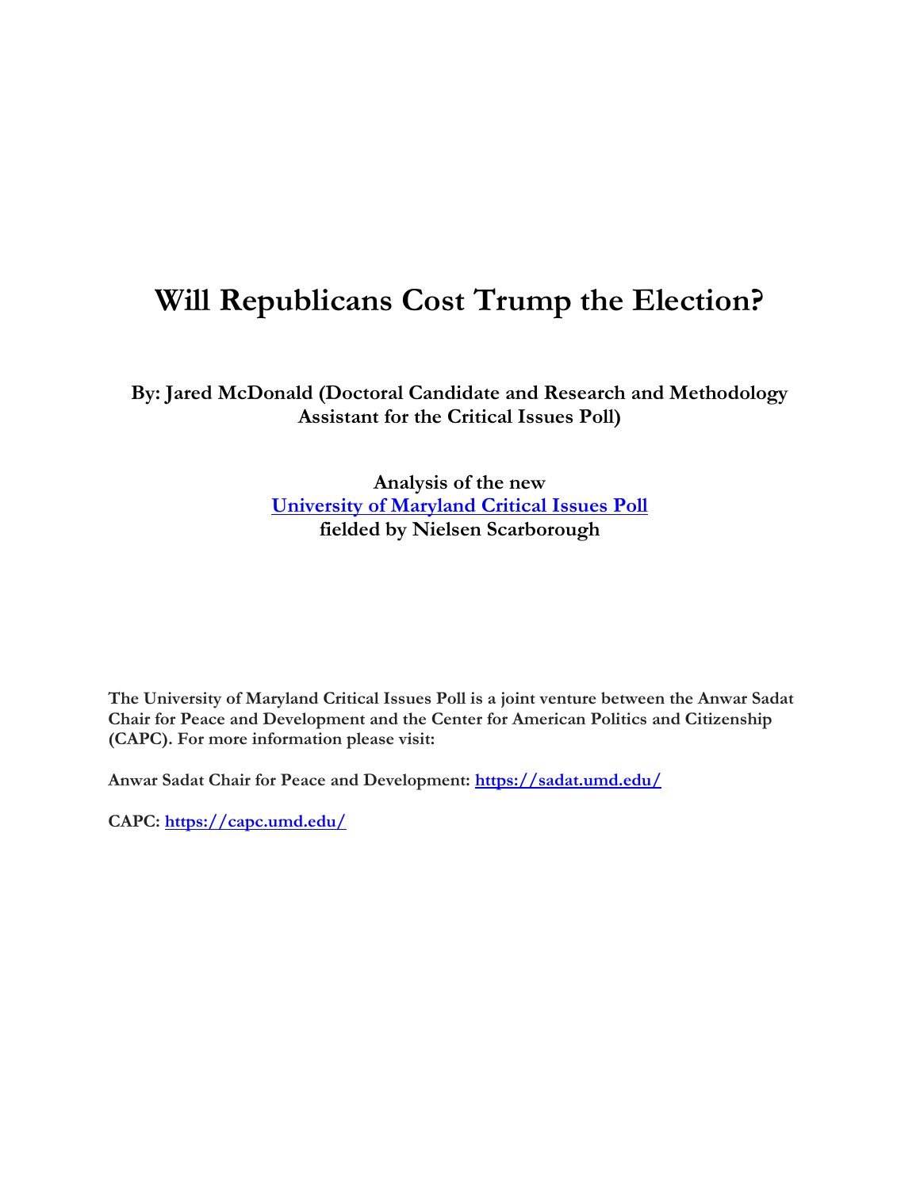# Will Republicans Cost Trump the Election?

**By: Jared McDonald (Doctoral Candidate and Research and Methodology Assistant for the Critical Issues Poll)**

**Analysis of the new**
**[University of Maryland Critical Issues Poll](#)**
**fielded by Nielsen Scarborough**

**The University of Maryland Critical Issues Poll is a joint venture between the Anwar Sadat Chair for Peace and Development and the Center for American Politics and Citizenship (CAPC). For more information please visit:**

**Anwar Sadat Chair for Peace and Development: [https://sadat.umd.edu/](https://sadat.umd.edu/)**

**CAPC: [https://capc.umd.edu/](https://capc.umd.edu/)**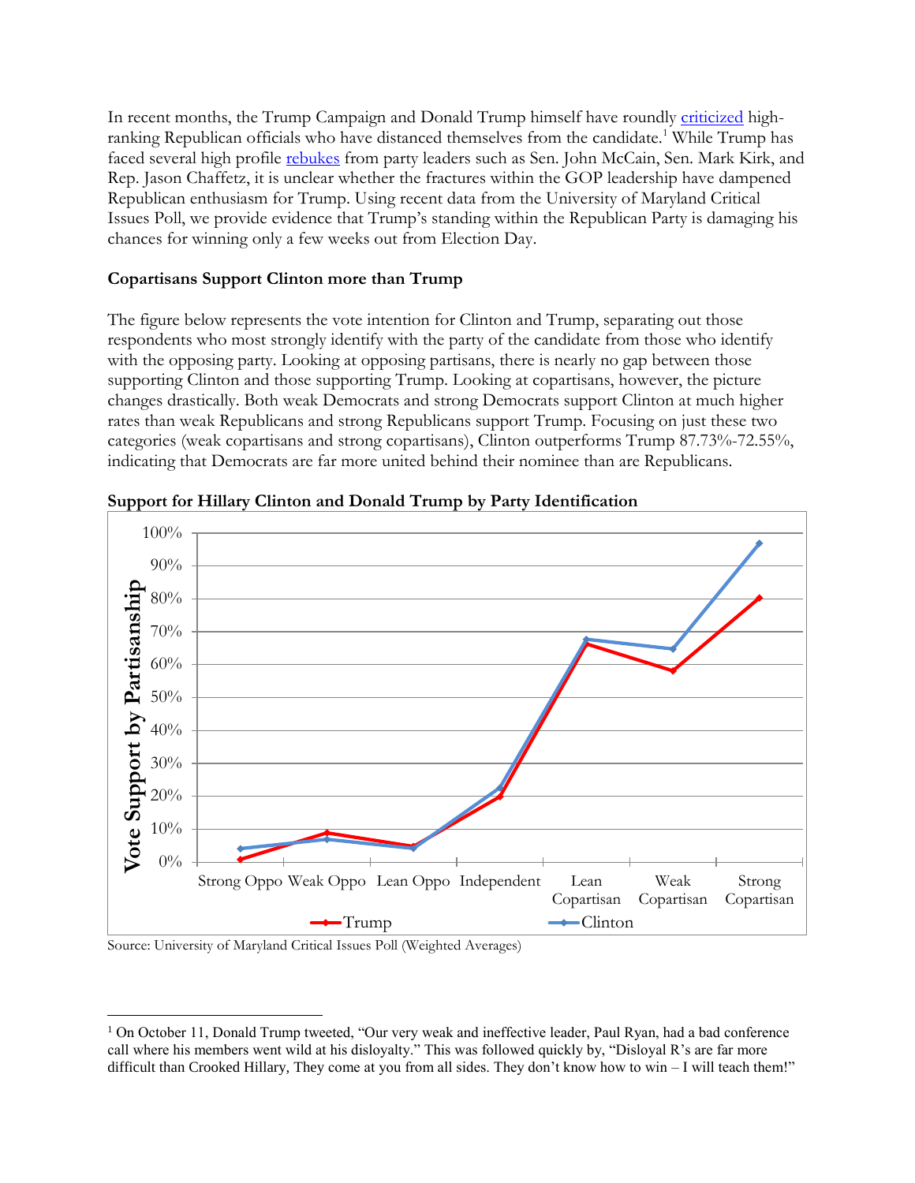In recent months, the Trump Campaign and Donald Trump himself have roundly criticized high-ranking Republican officials who have distanced themselves from the candidate.[1] While Trump has faced several high profile rebukes from party leaders such as Sen. John McCain, Sen. Mark Kirk, and Rep. Jason Chaffetz, it is unclear whether the fractures within the GOP leadership have dampened Republican enthusiasm for Trump. Using recent data from the University of Maryland Critical Issues Poll, we provide evidence that Trump's standing within the Republican Party is damaging his chances for winning only a few weeks out from Election Day.

**Copartisans Support Clinton more than Trump**

The figure below represents the vote intention for Clinton and Trump, separating out those respondents who most strongly identify with the party of the candidate from those who identify with the opposing party. Looking at opposing partisans, there is nearly no gap between those supporting Clinton and those supporting Trump. Looking at copartisans, however, the picture changes drastically. Both weak Democrats and strong Democrats support Clinton at much higher rates than weak Republicans and strong Republicans support Trump. Focusing on just these two categories (weak copartisans and strong copartisans), Clinton outperforms Trump 87.73%-72.55%, indicating that Democrats are far more united behind their nominee than are Republicans.

**Support for Hillary Clinton and Donald Trump by Party Identification**

Source: University of Maryland Critical Issues Poll (Weighted Averages)

[1] On October 11, Donald Trump tweeted, "Our very weak and ineffective leader, Paul Ryan, had a bad conference call where his members went wild at his disloyalty." This was followed quickly by, "Disloyal R's are far more difficult than Crooked Hillary, They come at you from all sides. They don't know how to win – I will teach them!"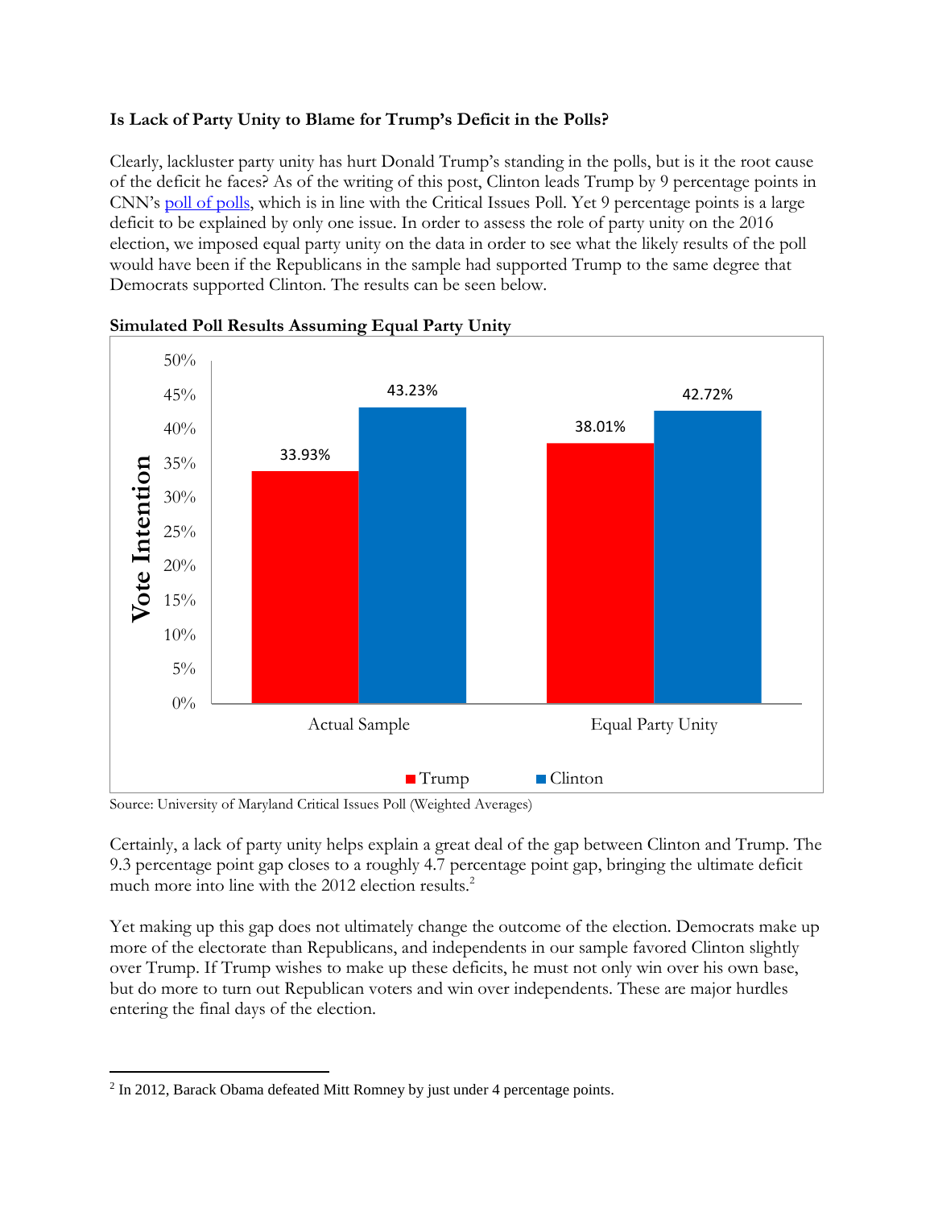**Is Lack of Party Unity to Blame for Trump's Deficit in the Polls?**

Clearly, lackluster party unity has hurt Donald Trump's standing in the polls, but is it the root cause of the deficit he faces? As of the writing of this post, Clinton leads Trump by 9 percentage points in CNN's [poll of polls](), which is in line with the Critical Issues Poll. Yet 9 percentage points is a large deficit to be explained by only one issue. In order to assess the role of party unity on the 2016 election, we imposed equal party unity on the data in order to see what the likely results of the poll would have been if the Republicans in the sample had supported Trump to the same degree that Democrats supported Clinton. The results can be seen below.

**Simulated Poll Results Assuming Equal Party Unity**

| | Trump | Clinton |
|---|---|---|
| Actual Sample | 33.93% | 43.23% |
| Equal Party Unity | 38.01% | 42.72% |

Source: University of Maryland Critical Issues Poll (Weighted Averages)

Certainly, a lack of party unity helps explain a great deal of the gap between Clinton and Trump. The 9.3 percentage point gap closes to a roughly 4.7 percentage point gap, bringing the ultimate deficit much more into line with the 2012 election results.[2]

Yet making up this gap does not ultimately change the outcome of the election. Democrats make up more of the electorate than Republicans, and independents in our sample favored Clinton slightly over Trump. If Trump wishes to make up these deficits, he must not only win over his own base, but do more to turn out Republican voters and win over independents. These are major hurdles entering the final days of the election.

---

[2] In 2012, Barack Obama defeated Mitt Romney by just under 4 percentage points.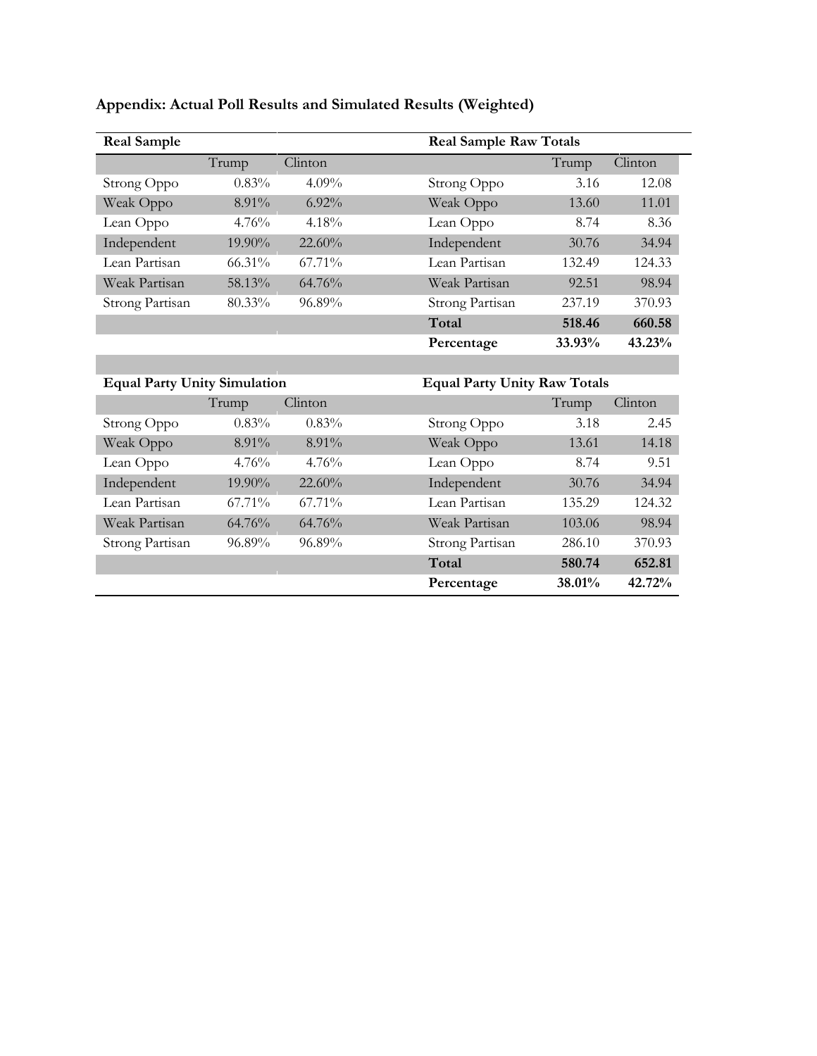**Appendix: Actual Poll Results and Simulated Results (Weighted)**

| **Real Sample** | | |
|---|---|---|
| | Trump | Clinton |
| Strong Oppo | 0.83% | 4.09% |
| Weak Oppo | 8.91% | 6.92% |
| Lean Oppo | 4.76% | 4.18% |
| Independent | 19.90% | 22.60% |
| Lean Partisan | 66.31% | 67.71% |
| Weak Partisan | 58.13% | 64.76% |
| Strong Partisan | 80.33% | 96.89% |

| **Real Sample Raw Totals** | | |
|---|---|---|
| | Trump | Clinton |
| Strong Oppo | 3.16 | 12.08 |
| Weak Oppo | 13.60 | 11.01 |
| Lean Oppo | 8.74 | 8.36 |
| Independent | 30.76 | 34.94 |
| Lean Partisan | 132.49 | 124.33 |
| Weak Partisan | 92.51 | 98.94 |
| Strong Partisan | 237.19 | 370.93 |
| **Total** | **518.46** | **660.58** |
| **Percentage** | **33.93%** | **43.23%** |

| **Equal Party Unity Simulation** | | |
|---|---|---|
| | Trump | Clinton |
| Strong Oppo | 0.83% | 0.83% |
| Weak Oppo | 8.91% | 8.91% |
| Lean Oppo | 4.76% | 4.76% |
| Independent | 19.90% | 22.60% |
| Lean Partisan | 67.71% | 67.71% |
| Weak Partisan | 64.76% | 64.76% |
| Strong Partisan | 96.89% | 96.89% |

| **Equal Party Unity Raw Totals** | | |
|---|---|---|
| | Trump | Clinton |
| Strong Oppo | 3.18 | 2.45 |
| Weak Oppo | 13.61 | 14.18 |
| Lean Oppo | 8.74 | 9.51 |
| Independent | 30.76 | 34.94 |
| Lean Partisan | 135.29 | 124.32 |
| Weak Partisan | 103.06 | 98.94 |
| Strong Partisan | 286.10 | 370.93 |
| **Total** | **580.74** | **652.81** |
| **Percentage** | **38.01%** | **42.72%** |